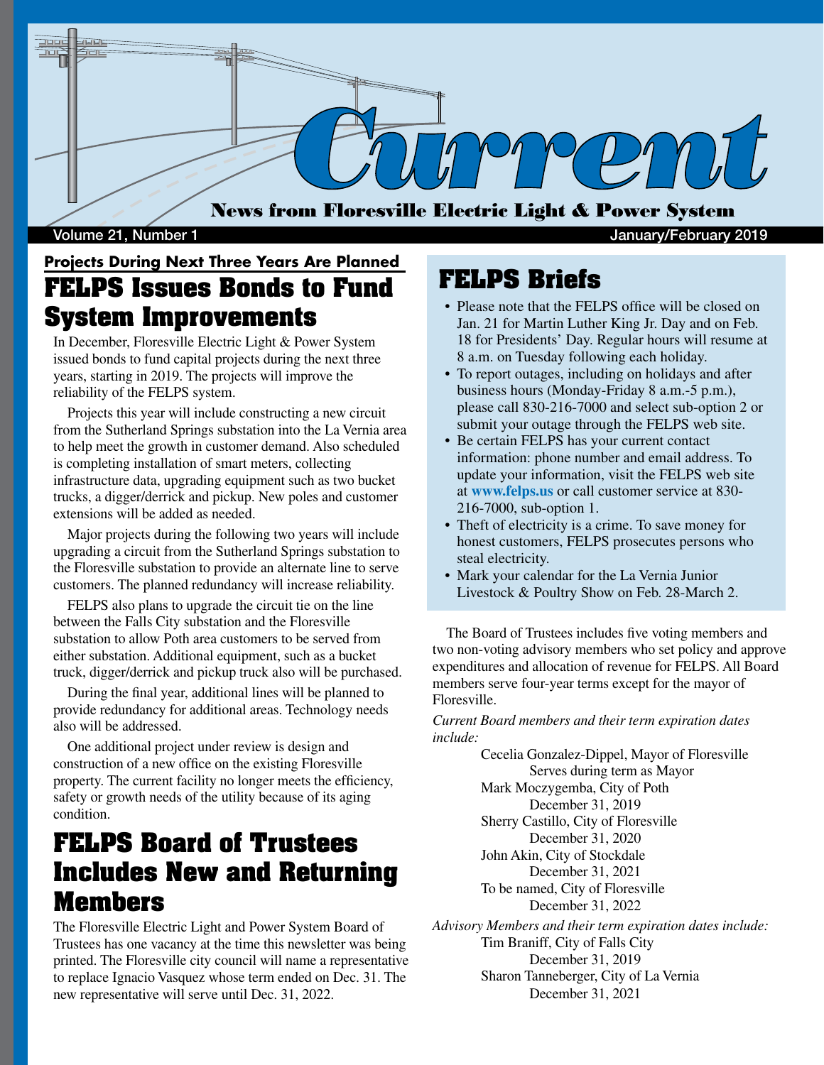# Current

**News from Floresville Electric Light & Power System**

Volume 21, Number 1 — January/February 2019

**Projects During Next Three Years Are Planned**

## FELPS Issues Bonds to Fund System Improvements

In December, Floresville Electric Light & Power System issued bonds to fund capital projects during the next three years, starting in 2019. The projects will improve the reliability of the FELPS system.

Projects this year will include constructing a new circuit from the Sutherland Springs substation into the La Vernia area to help meet the growth in customer demand. Also scheduled is completing installation of smart meters, collecting infrastructure data, upgrading equipment such as two bucket trucks, a digger/derrick and pickup. New poles and customer extensions will be added as needed.

Major projects during the following two years will include upgrading a circuit from the Sutherland Springs substation to the Floresville substation to provide an alternate line to serve customers. The planned redundancy will increase reliability.

FELPS also plans to upgrade the circuit tie on the line between the Falls City substation and the Floresville substation to allow Poth area customers to be served from either substation. Additional equipment, such as a bucket truck, digger/derrick and pickup truck also will be purchased.

During the final year, additional lines will be planned to provide redundancy for additional areas. Technology needs also will be addressed.

One additional project under review is design and construction of a new office on the existing Floresville property. The current facility no longer meets the efficiency, safety or growth needs of the utility because of its aging condition.

## FELPS Board of Trustees Includes New and Returning Members

The Floresville Electric Light and Power System Board of Trustees has one vacancy at the time this newsletter was being printed. The Floresville city council will name a representative to replace Ignacio Vasquez whose term ended on Dec. 31. The new representative will serve until Dec. 31, 2022.

The Board of Trustees includes five voting members and two non-voting advisory members who set policy and approve expenditures and allocation of revenue for FELPS. All Board members serve four-year terms except for the mayor of Floresville.

*Current Board members and their term expiration dates include:*

Cecelia Gonzalez-Dippel, Mayor of Floresville
Serves during term as Mayor
Mark Moczygemba, City of Poth
December 31, 2019
Sherry Castillo, City of Floresville
December 31, 2020
John Akin, City of Stockdale
December 31, 2021
To be named, City of Floresville
December 31, 2022

*Advisory Members and their term expiration dates include:*

Tim Braniff, City of Falls City
December 31, 2019
Sharon Tanneberger, City of La Vernia
December 31, 2021

## FELPS Briefs

- Please note that the FELPS office will be closed on Jan. 21 for Martin Luther King Jr. Day and on Feb. 18 for Presidents' Day. Regular hours will resume at 8 a.m. on Tuesday following each holiday.
- To report outages, including on holidays and after business hours (Monday-Friday 8 a.m.-5 p.m.), please call 830-216-7000 and select sub-option 2 or submit your outage through the FELPS web site.
- Be certain FELPS has your current contact information: phone number and email address. To update your information, visit the FELPS web site at **www.felps.us** or call customer service at 830-216-7000, sub-option 1.
- Theft of electricity is a crime. To save money for honest customers, FELPS prosecutes persons who steal electricity.
- Mark your calendar for the La Vernia Junior Livestock & Poultry Show on Feb. 28-March 2.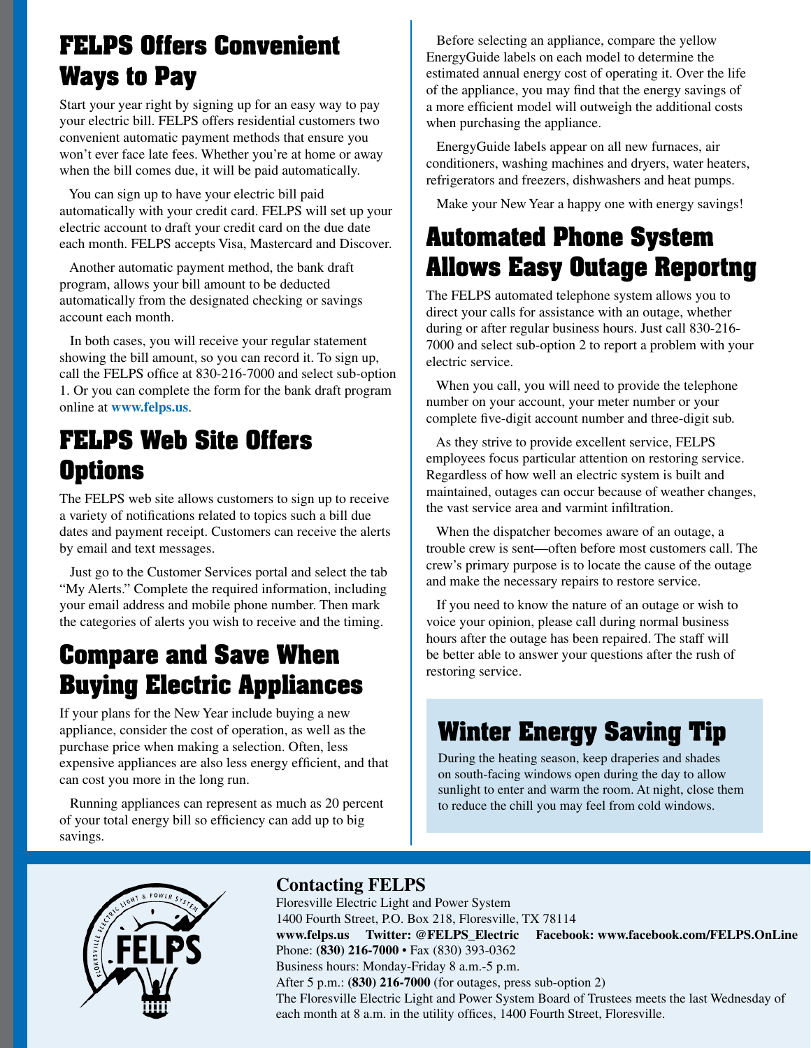## FELPS Offers Convenient Ways to Pay

Start your year right by signing up for an easy way to pay your electric bill. FELPS offers residential customers two convenient automatic payment methods that ensure you won't ever face late fees. Whether you're at home or away when the bill comes due, it will be paid automatically.

You can sign up to have your electric bill paid automatically with your credit card. FELPS will set up your electric account to draft your credit card on the due date each month. FELPS accepts Visa, Mastercard and Discover.

Another automatic payment method, the bank draft program, allows your bill amount to be deducted automatically from the designated checking or savings account each month.

In both cases, you will receive your regular statement showing the bill amount, so you can record it. To sign up, call the FELPS office at 830-216-7000 and select sub-option 1. Or you can complete the form for the bank draft program online at **www.felps.us**.

## FELPS Web Site Offers Options

The FELPS web site allows customers to sign up to receive a variety of notifications related to topics such a bill due dates and payment receipt. Customers can receive the alerts by email and text messages.

Just go to the Customer Services portal and select the tab "My Alerts." Complete the required information, including your email address and mobile phone number. Then mark the categories of alerts you wish to receive and the timing.

## Compare and Save When Buying Electric Appliances

If your plans for the New Year include buying a new appliance, consider the cost of operation, as well as the purchase price when making a selection. Often, less expensive appliances are also less energy efficient, and that can cost you more in the long run.

Running appliances can represent as much as 20 percent of your total energy bill so efficiency can add up to big savings.

Before selecting an appliance, compare the yellow EnergyGuide labels on each model to determine the estimated annual energy cost of operating it. Over the life of the appliance, you may find that the energy savings of a more efficient model will outweigh the additional costs when purchasing the appliance.

EnergyGuide labels appear on all new furnaces, air conditioners, washing machines and dryers, water heaters, refrigerators and freezers, dishwashers and heat pumps.

Make your New Year a happy one with energy savings!

## Automated Phone System Allows Easy Outage Reportng

The FELPS automated telephone system allows you to direct your calls for assistance with an outage, whether during or after regular business hours. Just call 830-216-7000 and select sub-option 2 to report a problem with your electric service.

When you call, you will need to provide the telephone number on your account, your meter number or your complete five-digit account number and three-digit sub.

As they strive to provide excellent service, FELPS employees focus particular attention on restoring service. Regardless of how well an electric system is built and maintained, outages can occur because of weather changes, the vast service area and varmint infiltration.

When the dispatcher becomes aware of an outage, a trouble crew is sent—often before most customers call. The crew's primary purpose is to locate the cause of the outage and make the necessary repairs to restore service.

If you need to know the nature of an outage or wish to voice your opinion, please call during normal business hours after the outage has been repaired. The staff will be better able to answer your questions after the rush of restoring service.

## Winter Energy Saving Tip

During the heating season, keep draperies and shades on south-facing windows open during the day to allow sunlight to enter and warm the room. At night, close them to reduce the chill you may feel from cold windows.

### Contacting FELPS

Floresville Electric Light and Power System
1400 Fourth Street, P.O. Box 218, Floresville, TX 78114
**www.felps.us** **Twitter: @FELPS_Electric** **Facebook: www.facebook.com/FELPS.OnLine**
Phone: **(830) 216-7000** • Fax (830) 393-0362
Business hours: Monday-Friday 8 a.m.-5 p.m.
After 5 p.m.: **(830) 216-7000** (for outages, press sub-option 2)
The Floresville Electric Light and Power System Board of Trustees meets the last Wednesday of each month at 8 a.m. in the utility offices, 1400 Fourth Street, Floresville.